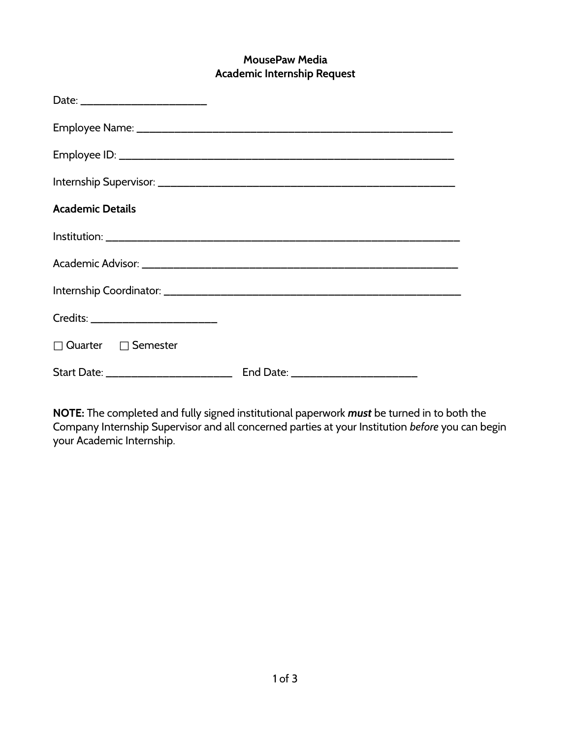**MousePaw Media**
**Academic Internship Request**

Date: ______________________

Employee Name: ________________________________________________________

Employee ID: ___________________________________________________________

Internship Supervisor: ___________________________________________________

**Academic Details**

Institution: _____________________________________________________________

Academic Advisor: _______________________________________________________

Internship Coordinator: ___________________________________________________

Credits: ______________________

☐ Quarter ☐ Semester

Start Date: ______________________ End Date: ______________________

**NOTE:** The completed and fully signed institutional paperwork ***must*** be turned in to both the Company Internship Supervisor and all concerned parties at your Institution *before* you can begin your Academic Internship.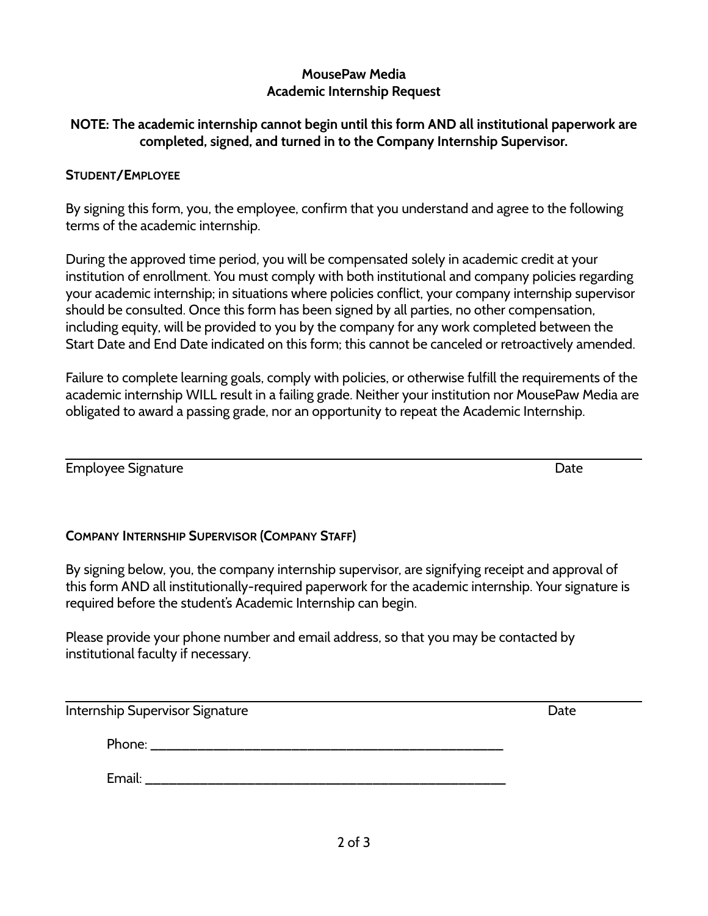**MousePaw Media**
**Academic Internship Request**

**NOTE: The academic internship cannot begin until this form AND all institutional paperwork are completed, signed, and turned in to the Company Internship Supervisor.**

**STUDENT/EMPLOYEE**

By signing this form, you, the employee, confirm that you understand and agree to the following terms of the academic internship.

During the approved time period, you will be compensated solely in academic credit at your institution of enrollment. You must comply with both institutional and company policies regarding your academic internship; in situations where policies conflict, your company internship supervisor should be consulted. Once this form has been signed by all parties, no other compensation, including equity, will be provided to you by the company for any work completed between the Start Date and End Date indicated on this form; this cannot be canceled or retroactively amended.

Failure to complete learning goals, comply with policies, or otherwise fulfill the requirements of the academic internship WILL result in a failing grade. Neither your institution nor MousePaw Media are obligated to award a passing grade, nor an opportunity to repeat the Academic Internship.

______________________________________________________________________________

Employee Signature                                                                                                    Date

**COMPANY INTERNSHIP SUPERVISOR (COMPANY STAFF)**

By signing below, you, the company internship supervisor, are signifying receipt and approval of this form AND all institutionally-required paperwork for the academic internship. Your signature is required before the student's Academic Internship can begin.

Please provide your phone number and email address, so that you may be contacted by institutional faculty if necessary.

______________________________________________________________________________

Internship Supervisor Signature                                                                                  Date

Phone: ______________________________________________

Email: ______________________________________________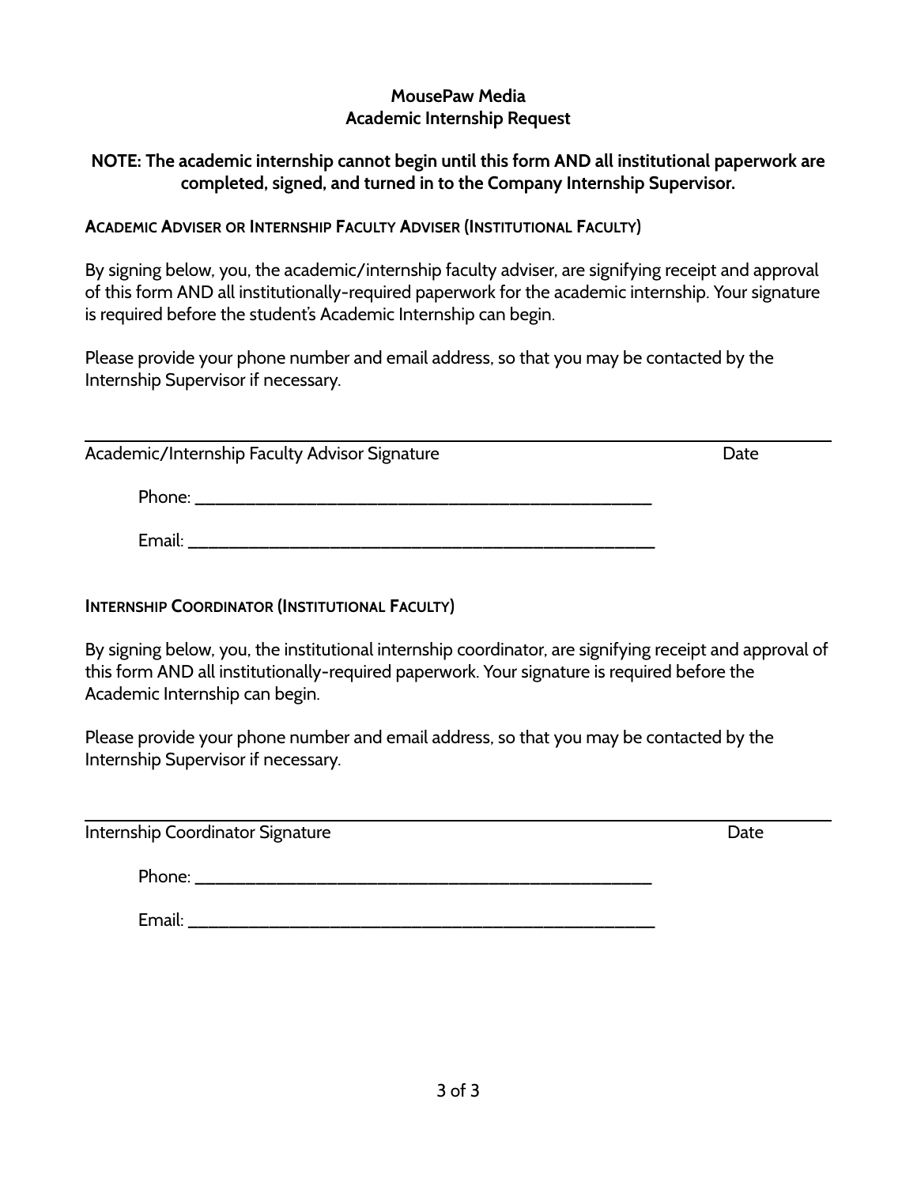**MousePaw Media**
**Academic Internship Request**

**NOTE: The academic internship cannot begin until this form AND all institutional paperwork are completed, signed, and turned in to the Company Internship Supervisor.**

### Academic Adviser or Internship Faculty Adviser (Institutional Faculty)

By signing below, you, the academic/internship faculty adviser, are signifying receipt and approval of this form AND all institutionally-required paperwork for the academic internship. Your signature is required before the student's Academic Internship can begin.

Please provide your phone number and email address, so that you may be contacted by the Internship Supervisor if necessary.

_______________________________________________________________________________

Academic/Internship Faculty Advisor Signature                                                   Date

Phone: ___________________________________________________

Email: ____________________________________________________

### Internship Coordinator (Institutional Faculty)

By signing below, you, the institutional internship coordinator, are signifying receipt and approval of this form AND all institutionally-required paperwork. Your signature is required before the Academic Internship can begin.

Please provide your phone number and email address, so that you may be contacted by the Internship Supervisor if necessary.

_______________________________________________________________________________

Internship Coordinator Signature                                                   Date

Phone: ___________________________________________________

Email: ____________________________________________________